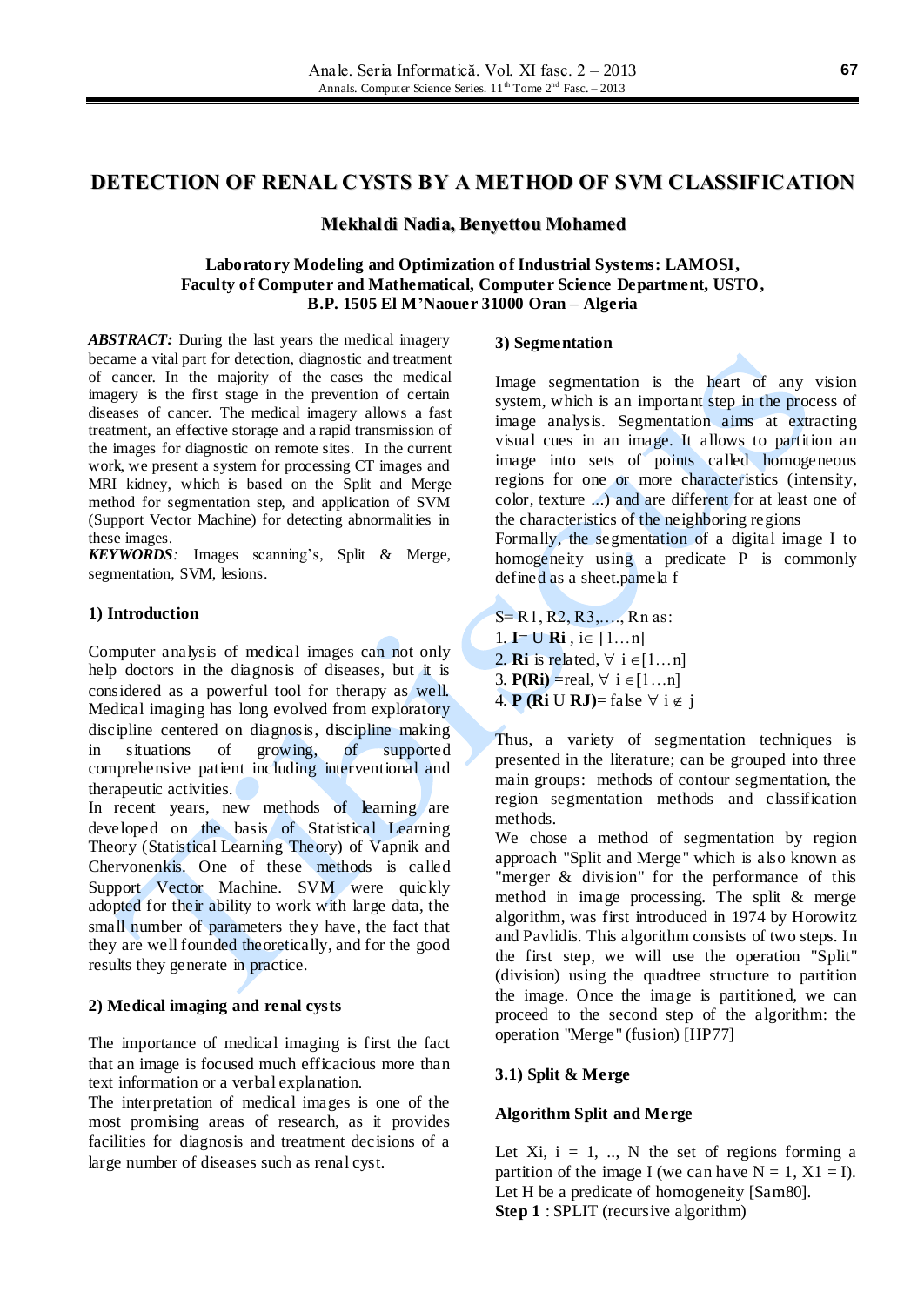# DETECTION OF RENAL CYSTS BY A METHOD OF SVM CLASSIFICATION

**Mekhaldi Nadia, Benyettou Mohamed**

**Laboratory Modeling and Optimization of Industrial Systems: LAMOSI, Faculty of Computer and Mathematical, Computer Science Department, USTO, B.P. 1505 El M'Naouer 31000 Oran – Algeria**

***ABSTRACT:*** During the last years the medical imagery became a vital part for detection, diagnostic and treatment of cancer. In the majority of the cases the medical imagery is the first stage in the prevention of certain diseases of cancer. The medical imagery allows a fast treatment, an effective storage and a rapid transmission of the images for diagnostic on remote sites. In the current work, we present a system for processing CT images and MRI kidney, which is based on the Split and Merge method for segmentation step, and application of SVM (Support Vector Machine) for detecting abnormalities in these images.

***KEYWORDS****:* Images scanning's, Split & Merge, segmentation, SVM, lesions.

## 1) Introduction

Computer analysis of medical images can not only help doctors in the diagnosis of diseases, but it is considered as a powerful tool for therapy as well. Medical imaging has long evolved from exploratory discipline centered on diagnosis, discipline making in situations of growing, of supported comprehensive patient including interventional and therapeutic activities.

In recent years, new methods of learning are developed on the basis of Statistical Learning Theory (Statistical Learning Theory) of Vapnik and Chervonenkis. One of these methods is called Support Vector Machine. SVM were quickly adopted for their ability to work with large data, the small number of parameters they have, the fact that they are well founded theoretically, and for the good results they generate in practice.

## 2) Medical imaging and renal cysts

The importance of medical imaging is first the fact that an image is focused much efficacious more than text information or a verbal explanation.

The interpretation of medical images is one of the most promising areas of research, as it provides facilities for diagnosis and treatment decisions of a large number of diseases such as renal cyst.

## 3) Segmentation

Image segmentation is the heart of any vision system, which is an important step in the process of image analysis. Segmentation aims at extracting visual cues in an image. It allows to partition an image into sets of points called homogeneous regions for one or more characteristics (intensity, color, texture ...) and are different for at least one of the characteristics of the neighboring regions

Formally, the segmentation of a digital image I to homogeneity using a predicate P is commonly defined as a sheet.pamela f

S= R1, R2, R3,…., Rn as:

1. **I**= U **Ri** , $i \in [1 \ldots n]$
2. **Ri** is related, $\forall\ i \in [1 \ldots n]$
3. **P(Ri)** =real, $\forall\ i \in [1 \ldots n]$
4. **P (Ri U RJ)**= false $\forall\ i \notin j$

Thus, a variety of segmentation techniques is presented in the literature; can be grouped into three main groups: methods of contour segmentation, the region segmentation methods and classification methods.

We chose a method of segmentation by region approach "Split and Merge" which is also known as "merger & division" for the performance of this method in image processing. The split & merge algorithm, was first introduced in 1974 by Horowitz and Pavlidis. This algorithm consists of two steps. In the first step, we will use the operation "Split" (division) using the quadtree structure to partition the image. Once the image is partitioned, we can proceed to the second step of the algorithm: the operation "Merge" (fusion) [HP77]

### 3.1) Split & Merge

**Algorithm Split and Merge**

Let Xi, i = 1, .., N the set of regions forming a partition of the image I (we can have N = 1, X1 = I). Let H be a predicate of homogeneity [Sam80].

**Step 1** : SPLIT (recursive algorithm)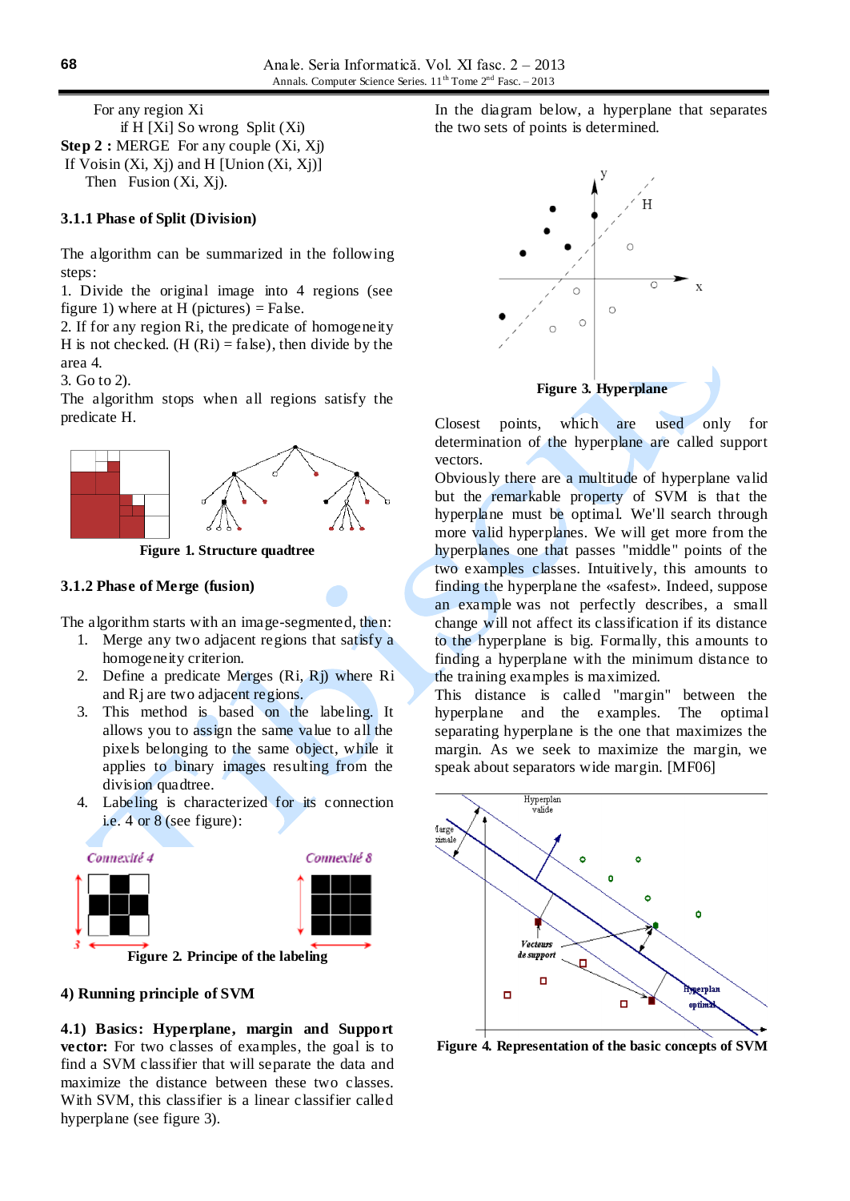For any region Xi
    if H [Xi] So wrong Split (Xi)

**Step 2 :** MERGE For any couple (Xi, Xj)
 If Voisin (Xi, Xj) and H [Union (Xi, Xj)]
  Then Fusion (Xi, Xj).

### 3.1.1 Phase of Split (Division)

The algorithm can be summarized in the following steps:

1. Divide the original image into 4 regions (see figure 1) where at H (pictures) = False.
2. If for any region Ri, the predicate of homogeneity H is not checked. (H (Ri) = false), then divide by the area 4.
3. Go to 2).

The algorithm stops when all regions satisfy the predicate H.

**Figure 1. Structure quadtree**

### 3.1.2 Phase of Merge (fusion)

The algorithm starts with an image-segmented, then:

1. Merge any two adjacent regions that satisfy a homogeneity criterion.
2. Define a predicate Merges (Ri, Rj) where Ri and Rj are two adjacent regions.
3. This method is based on the labeling. It allows you to assign the same value to all the pixels belonging to the same object, while it applies to binary images resulting from the division quadtree.
4. Labeling is characterized for its connection i.e. 4 or 8 (see figure):

**Figure 2. Principe of the labeling**

### 4) Running principle of SVM

**4.1) Basics: Hyperplane, margin and Support vector:** For two classes of examples, the goal is to find a SVM classifier that will separate the data and maximize the distance between these two classes. With SVM, this classifier is a linear classifier called hyperplane (see figure 3).

In the diagram below, a hyperplane that separates the two sets of points is determined.

**Figure 3. Hyperplane**

Closest points, which are used only for determination of the hyperplane are called support vectors.

Obviously there are a multitude of hyperplane valid but the remarkable property of SVM is that the hyperplane must be optimal. We'll search through more valid hyperplanes. We will get more from the hyperplanes one that passes "middle" points of the two examples classes. Intuitively, this amounts to finding the hyperplane the «safest». Indeed, suppose an example was not perfectly describes, a small change will not affect its classification if its distance to the hyperplane is big. Formally, this amounts to finding a hyperplane with the minimum distance to the training examples is maximized.

This distance is called "margin" between the hyperplane and the examples. The optimal separating hyperplane is the one that maximizes the margin. As we seek to maximize the margin, we speak about separators wide margin. [MF06]

**Figure 4. Representation of the basic concepts of SVM**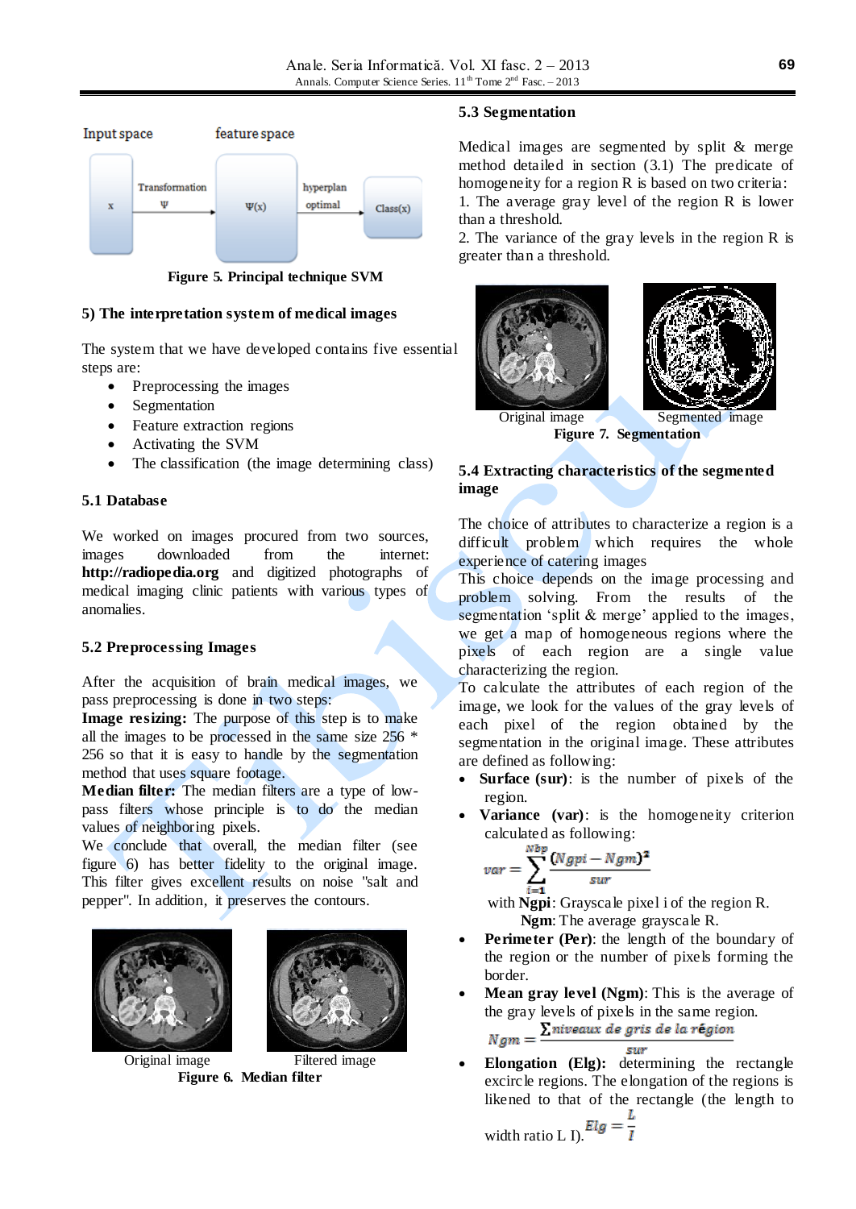Input space feature space

x → Transformation Ψ → Ψ(x) → hyperplan optimal → Class(x)

**Figure 5. Principal technique SVM**

### 5) The interpretation system of medical images

The system that we have developed contains five essential steps are:

- Preprocessing the images
- Segmentation
- Feature extraction regions
- Activating the SVM
- The classification (the image determining class)

### 5.1 Database

We worked on images procured from two sources, images downloaded from the internet: **http://radiopedia.org** and digitized photographs of medical imaging clinic patients with various types of anomalies.

### 5.2 Preprocessing Images

After the acquisition of brain medical images, we pass preprocessing is done in two steps:
**Image resizing:** The purpose of this step is to make all the images to be processed in the same size 256 * 256 so that it is easy to handle by the segmentation method that uses square footage.
**Median filter:** The median filters are a type of low-pass filters whose principle is to do the median values of neighboring pixels.
We conclude that overall, the median filter (see figure 6) has better fidelity to the original image. This filter gives excellent results on noise "salt and pepper". In addition, it preserves the contours.

Original image Filtered image
**Figure 6. Median filter**

### 5.3 Segmentation

Medical images are segmented by split & merge method detailed in section (3.1) The predicate of homogeneity for a region R is based on two criteria:
1. The average gray level of the region R is lower than a threshold.
2. The variance of the gray levels in the region R is greater than a threshold.

Original image Segmented image
**Figure 7. Segmentation**

### 5.4 Extracting characteristics of the segmented image

The choice of attributes to characterize a region is a difficult problem which requires the whole experience of catering images
This choice depends on the image processing and problem solving. From the results of the segmentation 'split & merge' applied to the images, we get a map of homogeneous regions where the pixels of each region are a single value characterizing the region.
To calculate the attributes of each region of the image, we look for the values of the gray levels of each pixel of the region obtained by the segmentation in the original image. These attributes are defined as following:

- **Surface (sur)**: is the number of pixels of the region.
- **Variance (var)**: is the homogeneity criterion calculated as following:

$$var = \sum_{i=1}^{Nbp} \frac{(Ngpi - Ngm)^2}{sur}$$

  with **Ngpi**: Grayscale pixel i of the region R.
  **Ngm**: The average grayscale R.
- **Perimeter (Per)**: the length of the boundary of the region or the number of pixels forming the border.
- **Mean gray level (Ngm)**: This is the average of the gray levels of pixels in the same region.

$$Ngm = \frac{\sum niveaux\ de\ gris\ de\ la\ région}{sur}$$

- **Elongation (Elg):** determining the rectangle excircle regions. The elongation of the regions is likened to that of the rectangle (the length to width ratio L l). $Elg = \frac{L}{l}$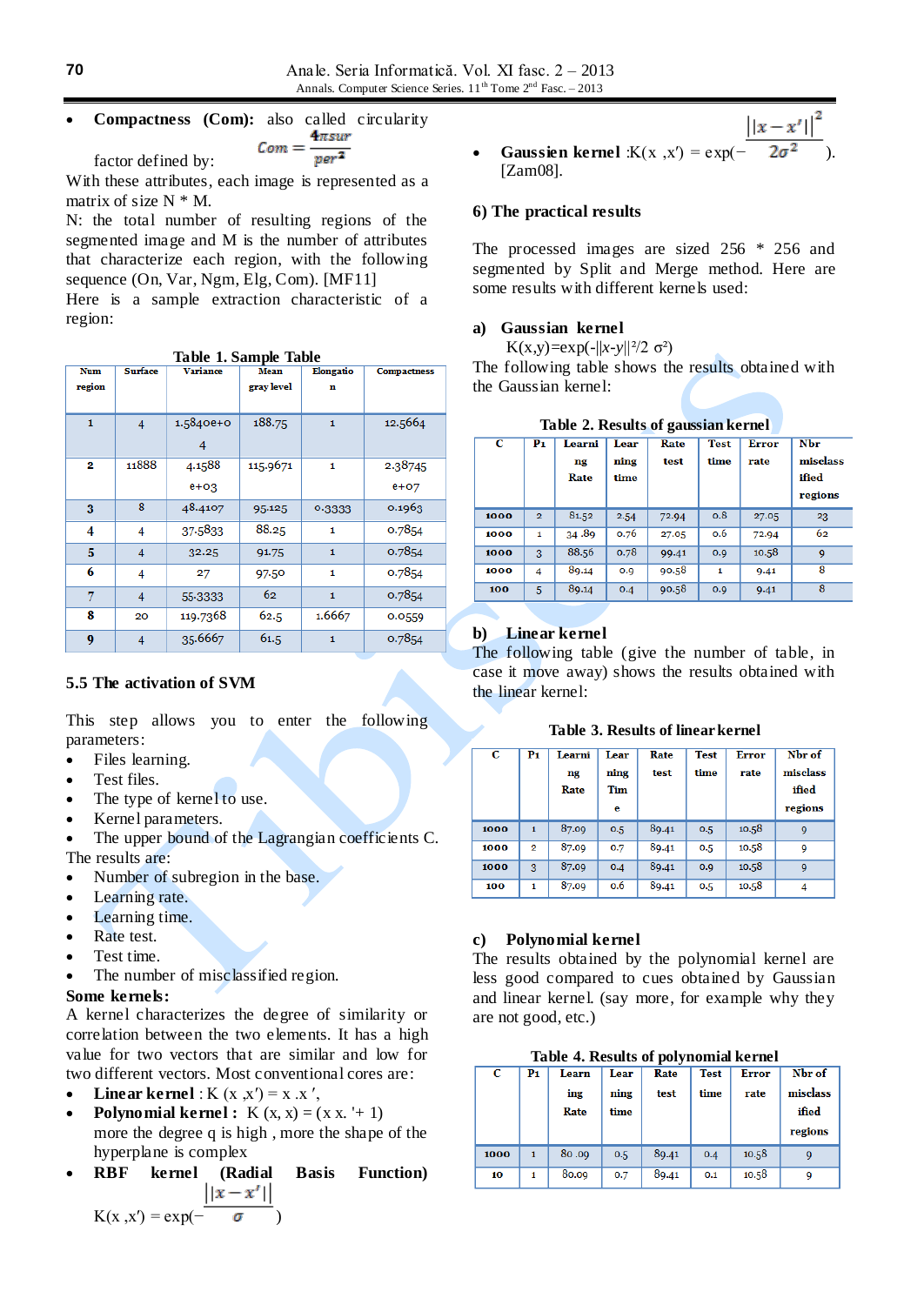- **Compactness (Com):** also called circularity factor defined by: $Com = \frac{4\pi sur}{per^2}$

With these attributes, each image is represented as a matrix of size N * M.

N: the total number of resulting regions of the segmented image and M is the number of attributes that characterize each region, with the following sequence (On, Var, Ngm, Elg, Com). [MF11]

Here is a sample extraction characteristic of a region:

**Table 1. Sample Table**

| Num region | Surface | Variance | Mean gray level | Elongation | Compactness |
|---|---|---|---|---|---|
| 1 | 4 | 1.5840e+04 | 188.75 | 1 | 12.5664 |
| 2 | 11888 | 4.1588e+03 | 115.9671 | 1 | 2.38745e+07 |
| 3 | 8 | 48.4107 | 95.125 | 0.3333 | 0.1963 |
| 4 | 4 | 37.5833 | 88.25 | 1 | 0.7854 |
| 5 | 4 | 32.25 | 91.75 | 1 | 0.7854 |
| 6 | 4 | 27 | 97.50 | 1 | 0.7854 |
| 7 | 4 | 55.3333 | 62 | 1 | 0.7854 |
| 8 | 20 | 119.7368 | 62.5 | 1.6667 | 0.0559 |
| 9 | 4 | 35.6667 | 61.5 | 1 | 0.7854 |

### 5.5 The activation of SVM

This step allows you to enter the following parameters:

- Files learning.
- Test files.
- The type of kernel to use.
- Kernel parameters.
- The upper bound of the Lagrangian coefficients C.

The results are:

- Number of subregion in the base.
- Learning rate.
- Learning time.
- Rate test.
- Test time.
- The number of misclassified region.

**Some kernels:**

A kernel characterizes the degree of similarity or correlation between the two elements. It has a high value for two vectors that are similar and low for two different vectors. Most conventional cores are:

- **Linear kernel** : K (x ,x′) = x .x ′,
- **Polynomial kernel :** K (x, x) = (x x. '+ 1) more the degree q is high , more the shape of the hyperplane is complex
- **RBF kernel (Radial Basis Function)** $K(x, x') = \exp\left(-\frac{||x-x'||}{\sigma}\right)$
- **Gaussien kernel** : $K(x, x') = \exp\left(-\frac{||x-x'||^2}{2\sigma^2}\right)$. [Zam08].

### 6) The practical results

The processed images are sized 256 * 256 and segmented by Split and Merge method. Here are some results with different kernels used:

#### a) Gaussian kernel

$K(x,y)=\exp(-||x-y||^2/2\sigma^2)$

The following table shows the results obtained with the Gaussian kernel:

**Table 2. Results of gaussian kernel**

| C | P1 | Learning Rate | Learning time | Rate test | Test time | Error rate | Nbr misclassified regions |
|---|---|---|---|---|---|---|---|
| 1000 | 2 | 81.52 | 2.54 | 72.94 | 0.8 | 27.05 | 23 |
| 1000 | 1 | 34 .89 | 0.76 | 27.05 | 0.6 | 72.94 | 62 |
| 1000 | 3 | 88.56 | 0.78 | 99.41 | 0.9 | 10.58 | 9 |
| 1000 | 4 | 89.14 | 0.9 | 90.58 | 1 | 9.41 | 8 |
| 100 | 5 | 89.14 | 0.4 | 90.58 | 0.9 | 9.41 | 8 |

#### b) Linear kernel

The following table (give the number of table, in case it move away) shows the results obtained with the linear kernel:

**Table 3. Results of linear kernel**

| C | P1 | Learning Rate | Learning Time | Rate test | Test time | Error rate | Nbr of misclassified regions |
|---|---|---|---|---|---|---|---|
| 1000 | 1 | 87.09 | 0.5 | 89.41 | 0.5 | 10.58 | 9 |
| 1000 | 2 | 87.09 | 0.7 | 89.41 | 0.5 | 10.58 | 9 |
| 1000 | 3 | 87.09 | 0.4 | 89.41 | 0.9 | 10.58 | 9 |
| 100 | 1 | 87.09 | 0.6 | 89.41 | 0.5 | 10.58 | 4 |

#### c) Polynomial kernel

The results obtained by the polynomial kernel are less good compared to cues obtained by Gaussian and linear kernel. (say more, for example why they are not good, etc.)

**Table 4. Results of polynomial kernel**

| C | P1 | Learning Rate | Learning time | Rate test | Test time | Error rate | Nbr of misclassified regions |
|---|---|---|---|---|---|---|---|
| 1000 | 1 | 80 .09 | 0.5 | 89.41 | 0.4 | 10.58 | 9 |
| 10 | 1 | 80.09 | 0.7 | 89.41 | 0.1 | 10.58 | 9 |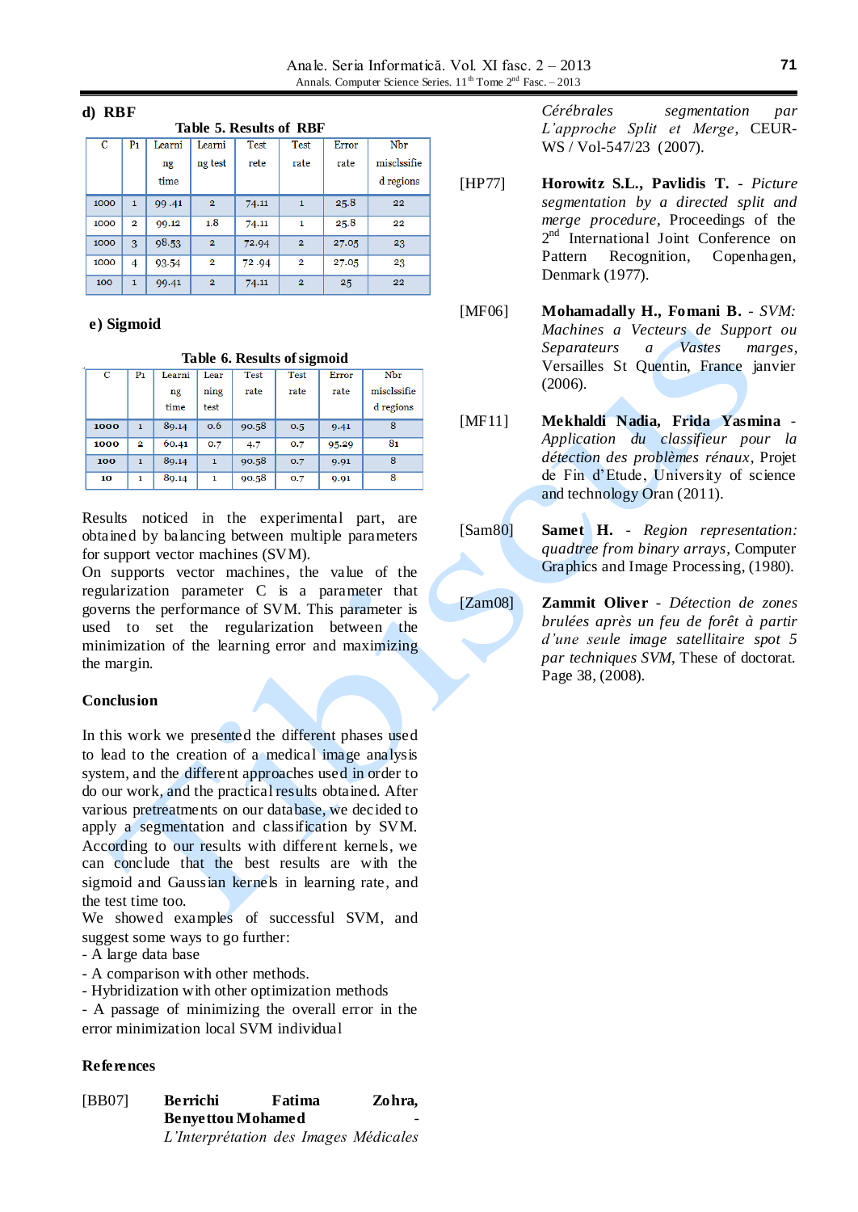## d) RBF

**Table 5. Results of RBF**

| C | P1 | Learning time | Learning test | Test rete | Test rate | Error rate | Nbr misclssified regions |
|---|---|---|---|---|---|---|---|
| 1000 | 1 | 99 .41 | 2 | 74.11 | 1 | 25.8 | 22 |
| 1000 | 2 | 99.12 | 1.8 | 74.11 | 1 | 25.8 | 22 |
| 1000 | 3 | 98.53 | 2 | 72.94 | 2 | 27.05 | 23 |
| 1000 | 4 | 93.54 | 2 | 72 .94 | 2 | 27.05 | 23 |
| 100 | 1 | 99.41 | 2 | 74.11 | 2 | 25 | 22 |

## e) Sigmoid

**Table 6. Results of sigmoid**

| C | P1 | Learning time | Learning test | Test rate | Test rate | Error rate | Nbr misclssified regions |
|---|---|---|---|---|---|---|---|
| 1000 | 1 | 89.14 | 0.6 | 90.58 | 0.5 | 9.41 | 8 |
| 1000 | 2 | 60.41 | 0.7 | 4.7 | 0.7 | 95.29 | 81 |
| 100 | 1 | 89.14 | 1 | 90.58 | 0.7 | 9.91 | 8 |
| 10 | 1 | 89.14 | 1 | 90.58 | 0.7 | 9.91 | 8 |

Results noticed in the experimental part, are obtained by balancing between multiple parameters for support vector machines (SVM).
On supports vector machines, the value of the regularization parameter C is a parameter that governs the performance of SVM. This parameter is used to set the regularization between the minimization of the learning error and maximizing the margin.

## Conclusion

In this work we presented the different phases used to lead to the creation of a medical image analysis system, and the different approaches used in order to do our work, and the practical results obtained. After various pretreatments on our database, we decided to apply a segmentation and classification by SVM. According to our results with different kernels, we can conclude that the best results are with the sigmoid and Gaussian kernels in learning rate, and the test time too.
We showed examples of successful SVM, and suggest some ways to go further:
- A large data base
- A comparison with other methods.
- Hybridization with other optimization methods
- A passage of minimizing the overall error in the error minimization local SVM individual

## References

[BB07] **Berrichi Fatima Zohra, Benyettou Mohamed** - *L'Interprétation des Images Médicales Cérébrales segmentation par L'approche Split et Merge*, CEUR-WS / Vol-547/23 (2007).

[HP77] **Horowitz S.L., Pavlidis T.** - *Picture segmentation by a directed split and merge procedure*, Proceedings of the 2nd International Joint Conference on Pattern Recognition, Copenhagen, Denmark (1977).

[MF06] **Mohamadally H., Fomani B.** - *SVM: Machines a Vecteurs de Support ou Separateurs a Vastes marges*, Versailles St Quentin, France janvier (2006).

[MF11] **Mekhaldi Nadia, Frida Yasmina** - *Application du classifieur pour la détection des problèmes rénaux*, Projet de Fin d'Etude, University of science and technology Oran (2011).

[Sam80] **Samet H.** - *Region representation: quadtree from binary arrays*, Computer Graphics and Image Processing, (1980).

[Zam08] **Zammit Oliver** - *Détection de zones brulées après un feu de forêt à partir d'une seule image satellitaire spot 5 par techniques SVM*, These of doctorat. Page 38, (2008).